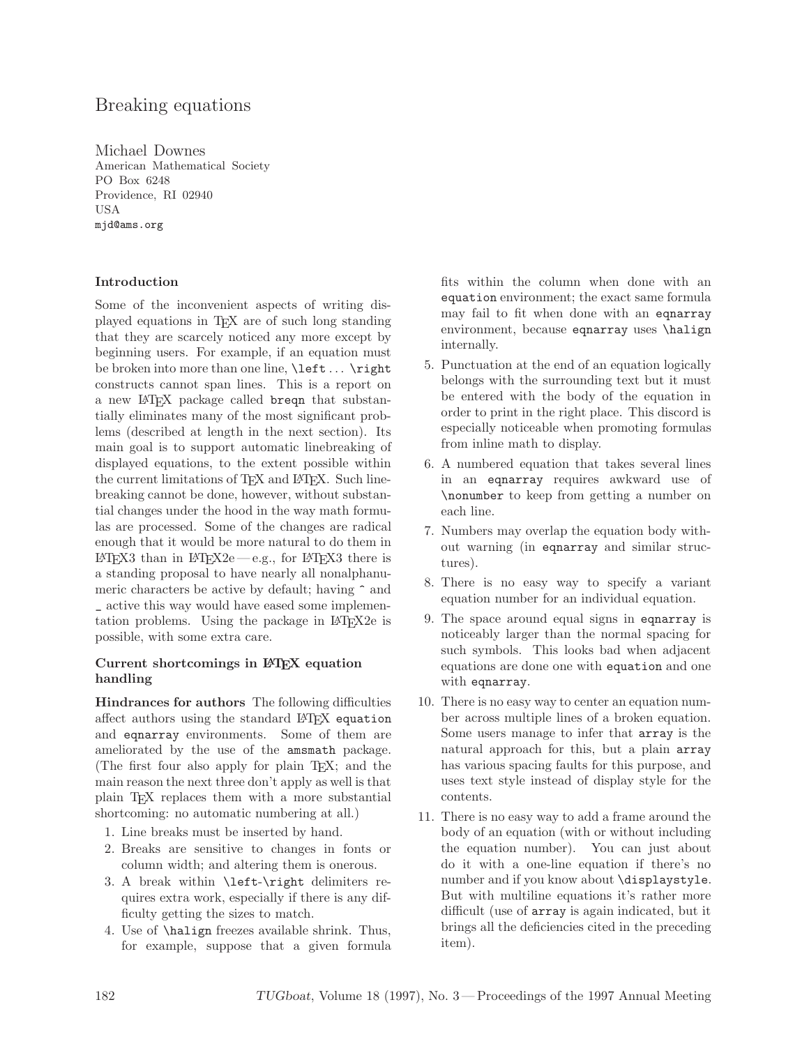# Breaking equations

Michael Downes
American Mathematical Society
PO Box 6248
Providence, RI 02940
USA
mjd@ams.org

### Introduction

Some of the inconvenient aspects of writing displayed equations in TeX are of such long standing that they are scarcely noticed any more except by beginning users. For example, if an equation must be broken into more than one line, `\left` ... `\right` constructs cannot span lines. This is a report on a new LaTeX package called `breqn` that substantially eliminates many of the most significant problems (described at length in the next section). Its main goal is to support automatic linebreaking of displayed equations, to the extent possible within the current limitations of TeX and LaTeX. Such linebreaking cannot be done, however, without substantial changes under the hood in the way math formulas are processed. Some of the changes are radical enough that it would be more natural to do them in LaTeX3 than in LaTeX2e — e.g., for LaTeX3 there is a standing proposal to have nearly all nonalphanumeric characters be active by default; having `^` and `_` active this way would have eased some implementation problems. Using the package in LaTeX2e is possible, with some extra care.

### Current shortcomings in LaTeX equation handling

**Hindrances for authors** The following difficulties affect authors using the standard LaTeX `equation` and `eqnarray` environments. Some of them are ameliorated by the use of the `amsmath` package. (The first four also apply for plain TeX; and the main reason the next three don't apply as well is that plain TeX replaces them with a more substantial shortcoming: no automatic numbering at all.)

1. Line breaks must be inserted by hand.
2. Breaks are sensitive to changes in fonts or column width; and altering them is onerous.
3. A break within `\left`-`\right` delimiters requires extra work, especially if there is any difficulty getting the sizes to match.
4. Use of `\halign` freezes available shrink. Thus, for example, suppose that a given formula fits within the column when done with an `equation` environment; the exact same formula may fail to fit when done with an `eqnarray` environment, because `eqnarray` uses `\halign` internally.
5. Punctuation at the end of an equation logically belongs with the surrounding text but it must be entered with the body of the equation in order to print in the right place. This discord is especially noticeable when promoting formulas from inline math to display.
6. A numbered equation that takes several lines in an `eqnarray` requires awkward use of `\nonumber` to keep from getting a number on each line.
7. Numbers may overlap the equation body without warning (in `eqnarray` and similar structures).
8. There is no easy way to specify a variant equation number for an individual equation.
9. The space around equal signs in `eqnarray` is noticeably larger than the normal spacing for such symbols. This looks bad when adjacent equations are done one with `equation` and one with `eqnarray`.
10. There is no easy way to center an equation number across multiple lines of a broken equation. Some users manage to infer that `array` is the natural approach for this, but a plain `array` has various spacing faults for this purpose, and uses text style instead of display style for the contents.
11. There is no easy way to add a frame around the body of an equation (with or without including the equation number). You can just about do it with a one-line equation if there's no number and if you know about `\displaystyle`. But with multiline equations it's rather more difficult (use of `array` is again indicated, but it brings all the deficiencies cited in the preceding item).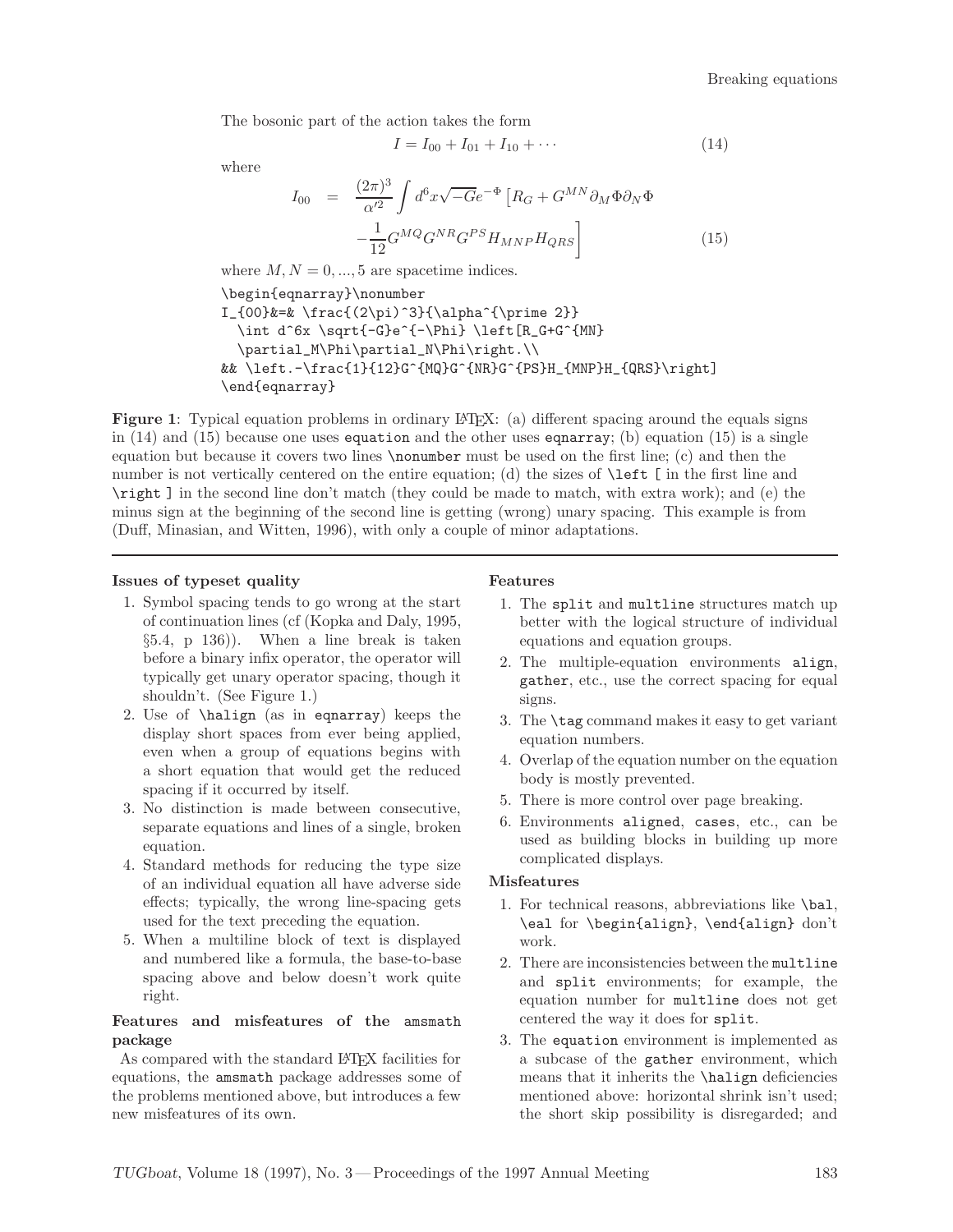The bosonic part of the action takes the form

$$I = I_{00} + I_{01} + I_{10} + \cdots \tag{14}$$

where

$$\begin{aligned} I_{00} \quad = \quad & \frac{(2\pi)^3}{\alpha'^2} \int d^6x \sqrt{-G} e^{-\Phi} \left[ R_G + G^{MN} \partial_M \Phi \partial_N \Phi \right. \\ & \left. -\frac{1}{12} G^{MQ} G^{NR} G^{PS} H_{MNP} H_{QRS} \right] \end{aligned} \tag{15}$$

where $M, N = 0, ..., 5$ are spacetime indices.

```
\begin{eqnarray}\nonumber
I_{00}&=& \frac{(2\pi)^3}{\alpha^{\prime 2}}
  \int d^6x \sqrt{-G}e^{-\Phi} \left[R_G+G^{MN}
  \partial_M\Phi\partial_N\Phi\right.\\
&& \left.-\frac{1}{12}G^{MQ}G^{NR}G^{PS}H_{MNP}H_{QRS}\right]
\end{eqnarray}
```

**Figure 1**: Typical equation problems in ordinary LaTeX: (a) different spacing around the equals signs in (14) and (15) because one uses `equation` and the other uses `eqnarray`; (b) equation (15) is a single equation but because it covers two lines `\nonumber` must be used on the first line; (c) and then the number is not vertically centered on the entire equation; (d) the sizes of `\left [` in the first line and `\right ]` in the second line don't match (they could be made to match, with extra work); and (e) the minus sign at the beginning of the second line is getting (wrong) unary spacing. This example is from (Duff, Minasian, and Witten, 1996), with only a couple of minor adaptations.

**Issues of typeset quality**

1. Symbol spacing tends to go wrong at the start of continuation lines (cf (Kopka and Daly, 1995, §5.4, p 136)). When a line break is taken before a binary infix operator, the operator will typically get unary operator spacing, though it shouldn't. (See Figure 1.)
2. Use of `\halign` (as in `eqnarray`) keeps the display short spaces from ever being applied, even when a group of equations begins with a short equation that would get the reduced spacing if it occurred by itself.
3. No distinction is made between consecutive, separate equations and lines of a single, broken equation.
4. Standard methods for reducing the type size of an individual equation all have adverse side effects; typically, the wrong line-spacing gets used for the text preceding the equation.
5. When a multiline block of text is displayed and numbered like a formula, the base-to-base spacing above and below doesn't work quite right.

**Features and misfeatures of the amsmath package**

As compared with the standard LaTeX facilities for equations, the `amsmath` package addresses some of the problems mentioned above, but introduces a few new misfeatures of its own.

**Features**

1. The `split` and `multline` structures match up better with the logical structure of individual equations and equation groups.
2. The multiple-equation environments `align`, `gather`, etc., use the correct spacing for equal signs.
3. The `\tag` command makes it easy to get variant equation numbers.
4. Overlap of the equation number on the equation body is mostly prevented.
5. There is more control over page breaking.
6. Environments `aligned`, `cases`, etc., can be used as building blocks in building up more complicated displays.

**Misfeatures**

1. For technical reasons, abbreviations like `\bal`, `\eal` for `\begin{align}`, `\end{align}` don't work.
2. There are inconsistencies between the `multline` and `split` environments; for example, the equation number for `multline` does not get centered the way it does for `split`.
3. The `equation` environment is implemented as a subcase of the `gather` environment, which means that it inherits the `\halign` deficiencies mentioned above: horizontal shrink isn't used; the short skip possibility is disregarded; and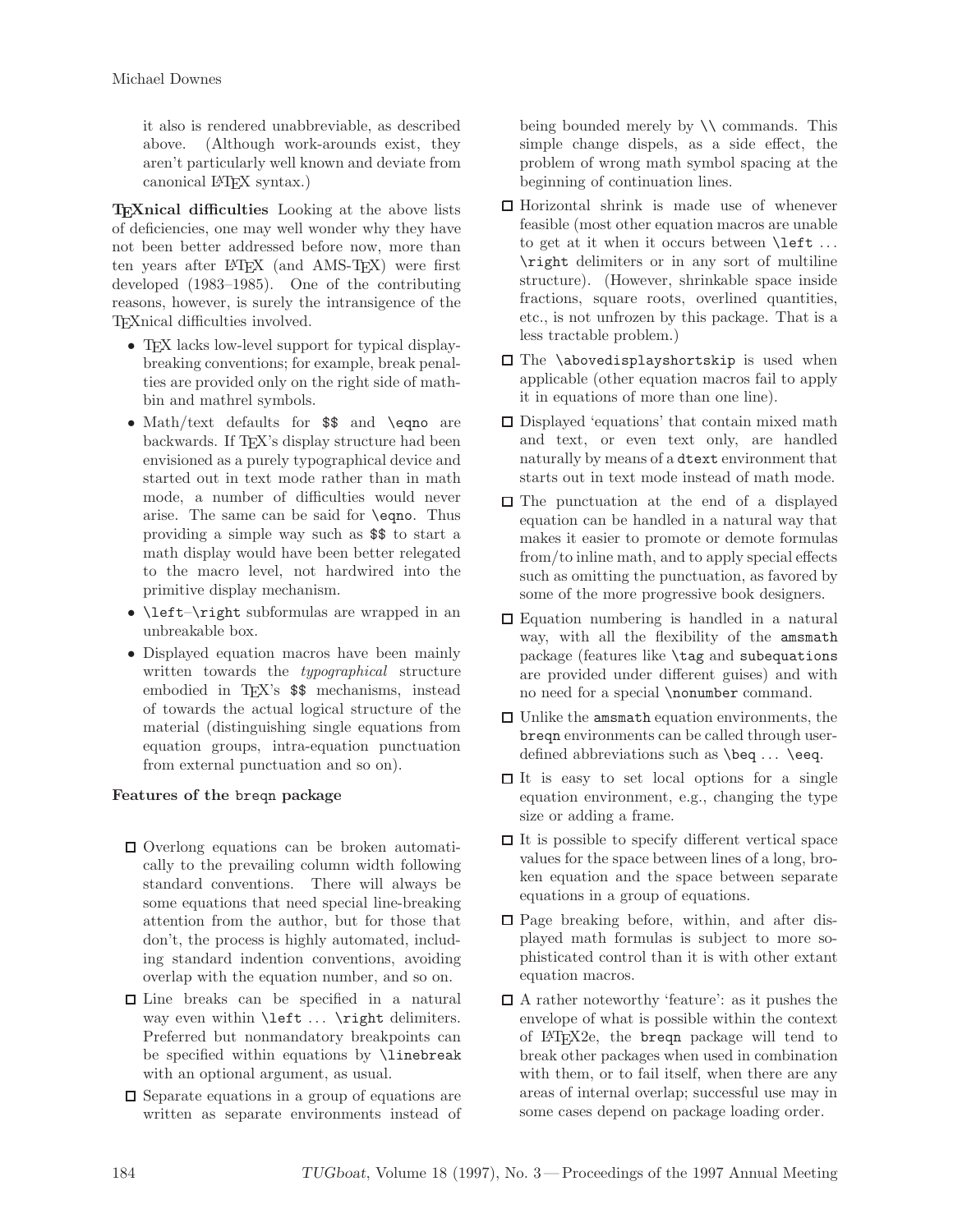it also is rendered unabbreviable, as described above. (Although work-arounds exist, they aren't particularly well known and deviate from canonical LaTeX syntax.)

**TeXnical difficulties** Looking at the above lists of deficiencies, one may well wonder why they have not been better addressed before now, more than ten years after LaTeX (and AMS-TeX) were first developed (1983–1985). One of the contributing reasons, however, is surely the intransigence of the TeXnical difficulties involved.

- TeX lacks low-level support for typical display-breaking conventions; for example, break penalties are provided only on the right side of mathbin and mathrel symbols.
- Math/text defaults for `$$` and `\eqno` are backwards. If TeX's display structure had been envisioned as a purely typographical device and started out in text mode rather than in math mode, a number of difficulties would never arise. The same can be said for `\eqno`. Thus providing a simple way such as `$$` to start a math display would have been better relegated to the macro level, not hardwired into the primitive display mechanism.
- `\left`–`\right` subformulas are wrapped in an unbreakable box.
- Displayed equation macros have been mainly written towards the *typographical* structure embodied in TeX's `$$` mechanisms, instead of towards the actual logical structure of the material (distinguishing single equations from equation groups, intra-equation punctuation from external punctuation and so on).

### Features of the breqn package

- ☐ Overlong equations can be broken automatically to the prevailing column width following standard conventions. There will always be some equations that need special line-breaking attention from the author, but for those that don't, the process is highly automated, including standard indention conventions, avoiding overlap with the equation number, and so on.
- ☐ Line breaks can be specified in a natural way even within `\left` ... `\right` delimiters. Preferred but nonmandatory breakpoints can be specified within equations by `\linebreak` with an optional argument, as usual.
- ☐ Separate equations in a group of equations are written as separate environments instead of being bounded merely by `\\` commands. This simple change dispels, as a side effect, the problem of wrong math symbol spacing at the beginning of continuation lines.
- ☐ Horizontal shrink is made use of whenever feasible (most other equation macros are unable to get at it when it occurs between `\left` ... `\right` delimiters or in any sort of multiline structure). (However, shrinkable space inside fractions, square roots, overlined quantities, etc., is not unfrozen by this package. That is a less tractable problem.)
- ☐ The `\abovedisplayshortskip` is used when applicable (other equation macros fail to apply it in equations of more than one line).
- ☐ Displayed 'equations' that contain mixed math and text, or even text only, are handled naturally by means of a `dtext` environment that starts out in text mode instead of math mode.
- ☐ The punctuation at the end of a displayed equation can be handled in a natural way that makes it easier to promote or demote formulas from/to inline math, and to apply special effects such as omitting the punctuation, as favored by some of the more progressive book designers.
- ☐ Equation numbering is handled in a natural way, with all the flexibility of the `amsmath` package (features like `\tag` and `subequations` are provided under different guises) and with no need for a special `\nonumber` command.
- ☐ Unlike the `amsmath` equation environments, the `breqn` environments can be called through user-defined abbreviations such as `\beq` ... `\eeq`.
- ☐ It is easy to set local options for a single equation environment, e.g., changing the type size or adding a frame.
- ☐ It is possible to specify different vertical space values for the space between lines of a long, broken equation and the space between separate equations in a group of equations.
- ☐ Page breaking before, within, and after displayed math formulas is subject to more sophisticated control than it is with other extant equation macros.
- ☐ A rather noteworthy 'feature': as it pushes the envelope of what is possible within the context of LaTeX2e, the `breqn` package will tend to break other packages when used in combination with them, or to fail itself, when there are any areas of internal overlap; successful use may in some cases depend on package loading order.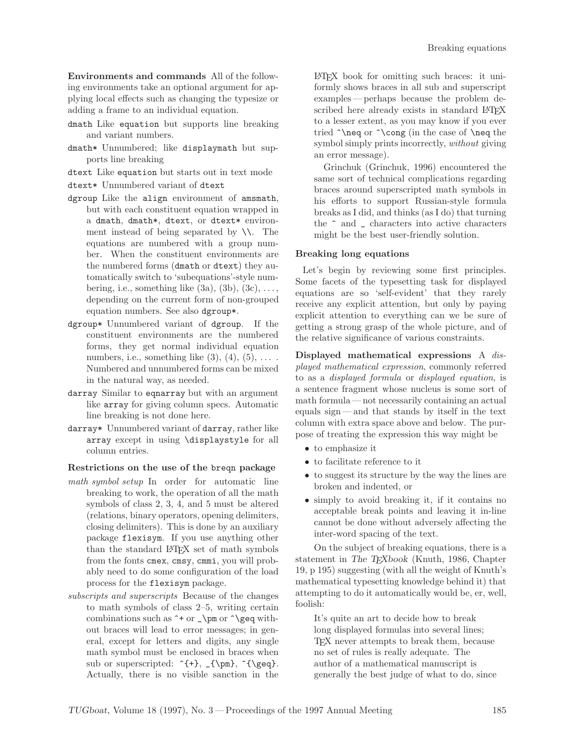**Environments and commands** All of the following environments take an optional argument for applying local effects such as changing the typesize or adding a frame to an individual equation.

dmath Like equation but supports line breaking and variant numbers.

dmath* Unnumbered; like displaymath but supports line breaking

dtext Like equation but starts out in text mode

dtext* Unnumbered variant of dtext

dgroup Like the align environment of amsmath, but with each constituent equation wrapped in a dmath, dmath*, dtext, or dtext* environment instead of being separated by \\. The equations are numbered with a group number. When the constituent environments are the numbered forms (dmath or dtext) they automatically switch to 'subequations'-style numbering, i.e., something like (3a), (3b), (3c), ..., depending on the current form of non-grouped equation numbers. See also dgroup*.

dgroup* Unnumbered variant of dgroup. If the constituent environments are the numbered forms, they get normal individual equation numbers, i.e., something like (3), (4), (5), ... . Numbered and unnumbered forms can be mixed in the natural way, as needed.

darray Similar to eqnarray but with an argument like array for giving column specs. Automatic line breaking is not done here.

darray* Unnumbered variant of darray, rather like array except in using \displaystyle for all column entries.

### Restrictions on the use of the breqn package

*math symbol setup* In order for automatic line breaking to work, the operation of all the math symbols of class 2, 3, 4, and 5 must be altered (relations, binary operators, opening delimiters, closing delimiters). This is done by an auxiliary package flexisym. If you use anything other than the standard LaTeX set of math symbols from the fonts cmex, cmsy, cmmi, you will probably need to do some configuration of the load process for the flexisym package.

*subscripts and superscripts* Because of the changes to math symbols of class 2–5, writing certain combinations such as ^+ or _\pm or ^\geq without braces will lead to error messages; in general, except for letters and digits, any single math symbol must be enclosed in braces when sub or superscripted: ^{+}, _{\pm}, ^{\geq}. Actually, there is no visible sanction in the LaTeX book for omitting such braces: it uniformly shows braces in all sub and superscript examples — perhaps because the problem described here already exists in standard LaTeX to a lesser extent, as you may know if you ever tried ^\neq or ^\cong (in the case of \neq the symbol simply prints incorrectly, *without* giving an error message).

Grinchuk (Grinchuk, 1996) encountered the same sort of technical complications regarding braces around superscripted math symbols in his efforts to support Russian-style formula breaks as I did, and thinks (as I do) that turning the ^ and _ characters into active characters might be the best user-friendly solution.

### Breaking long equations

Let's begin by reviewing some first principles. Some facets of the typesetting task for displayed equations are so 'self-evident' that they rarely receive any explicit attention, but only by paying explicit attention to everything can we be sure of getting a strong grasp of the whole picture, and of the relative significance of various constraints.

**Displayed mathematical expressions** A *displayed mathematical expression*, commonly referred to as a *displayed formula* or *displayed equation*, is a sentence fragment whose nucleus is some sort of math formula — not necessarily containing an actual equals sign — and that stands by itself in the text column with extra space above and below. The purpose of treating the expression this way might be

- to emphasize it
- to facilitate reference to it
- to suggest its structure by the way the lines are broken and indented, or
- simply to avoid breaking it, if it contains no acceptable break points and leaving it in-line cannot be done without adversely affecting the inter-word spacing of the text.

On the subject of breaking equations, there is a statement in *The TeXbook* (Knuth, 1986, Chapter 19, p 195) suggesting (with all the weight of Knuth's mathematical typesetting knowledge behind it) that attempting to do it automatically would be, er, well, foolish:

> It's quite an art to decide how to break long displayed formulas into several lines; TeX never attempts to break them, because no set of rules is really adequate. The author of a mathematical manuscript is generally the best judge of what to do, since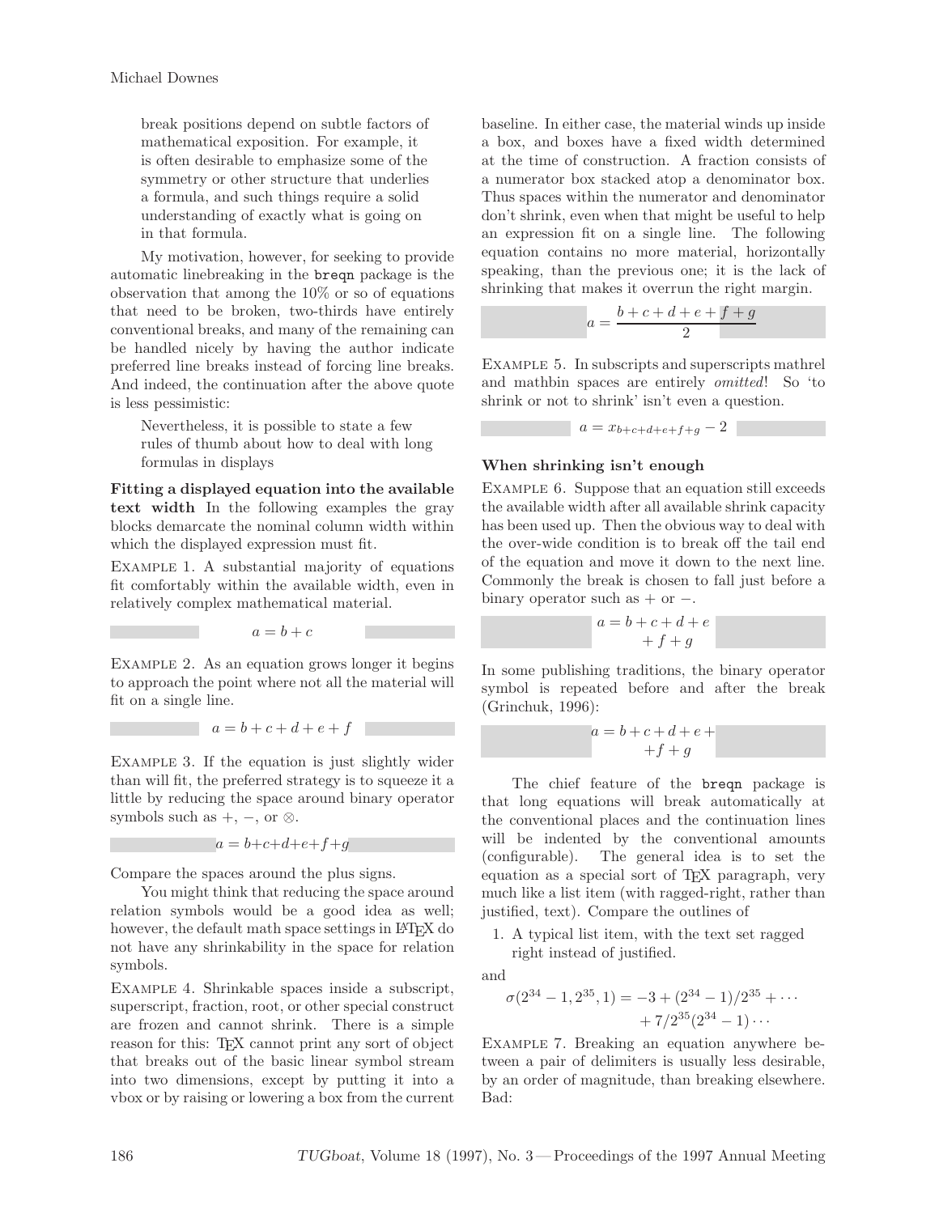> break positions depend on subtle factors of mathematical exposition. For example, it is often desirable to emphasize some of the symmetry or other structure that underlies a formula, and such things require a solid understanding of exactly what is going on in that formula.

My motivation, however, for seeking to provide automatic linebreaking in the breqn package is the observation that among the 10% or so of equations that need to be broken, two-thirds have entirely conventional breaks, and many of the remaining can be handled nicely by having the author indicate preferred line breaks instead of forcing line breaks. And indeed, the continuation after the above quote is less pessimistic:

> Nevertheless, it is possible to state a few rules of thumb about how to deal with long formulas in displays

**Fitting a displayed equation into the available text width** In the following examples the gray blocks demarcate the nominal column width within which the displayed expression must fit.

Example 1. A substantial majority of equations fit comfortably within the available width, even in relatively complex mathematical material.

$$a = b + c$$

Example 2. As an equation grows longer it begins to approach the point where not all the material will fit on a single line.

$$a = b + c + d + e + f$$

Example 3. If the equation is just slightly wider than will fit, the preferred strategy is to squeeze it a little by reducing the space around binary operator symbols such as $+$, $-$, or $\otimes$.

$$a = b{+}c{+}d{+}e{+}f{+}g$$

Compare the spaces around the plus signs.

You might think that reducing the space around relation symbols would be a good idea as well; however, the default math space settings in LaTeX do not have any shrinkability in the space for relation symbols.

Example 4. Shrinkable spaces inside a subscript, superscript, fraction, root, or other special construct are frozen and cannot shrink. There is a simple reason for this: TeX cannot print any sort of object that breaks out of the basic linear symbol stream into two dimensions, except by putting it into a vbox or by raising or lowering a box from the current baseline. In either case, the material winds up inside a box, and boxes have a fixed width determined at the time of construction. A fraction consists of a numerator box stacked atop a denominator box. Thus spaces within the numerator and denominator don't shrink, even when that might be useful to help an expression fit on a single line. The following equation contains no more material, horizontally speaking, than the previous one; it is the lack of shrinking that makes it overrun the right margin.

$$a = \frac{b + c + d + e + f + g}{2}$$

Example 5. In subscripts and superscripts mathrel and mathbin spaces are entirely *omitted*! So 'to shrink or not to shrink' isn't even a question.

$$a = x_{b+c+d+e+f+g} - 2$$

**When shrinking isn't enough**

Example 6. Suppose that an equation still exceeds the available width after all available shrink capacity has been used up. Then the obvious way to deal with the over-wide condition is to break off the tail end of the equation and move it down to the next line. Commonly the break is chosen to fall just before a binary operator such as $+$ or $-$.

$$\begin{aligned} a = b + c + d + e \\ + f + g \end{aligned}$$

In some publishing traditions, the binary operator symbol is repeated before and after the break (Grinchuk, 1996):

$$\begin{aligned} a = b + c + d + e + \\ + f + g \end{aligned}$$

The chief feature of the breqn package is that long equations will break automatically at the conventional places and the continuation lines will be indented by the conventional amounts (configurable). The general idea is to set the equation as a special sort of TeX paragraph, very much like a list item (with ragged-right, rather than justified, text). Compare the outlines of

1. A typical list item, with the text set ragged right instead of justified.

and

$$\begin{aligned} \sigma(2^{34} - 1, 2^{35}, 1) = -3 + (2^{34} - 1)/2^{35} + \cdots \\ + 7/2^{35}(2^{34} - 1) \cdots \end{aligned}$$

Example 7. Breaking an equation anywhere between a pair of delimiters is usually less desirable, by an order of magnitude, than breaking elsewhere. Bad: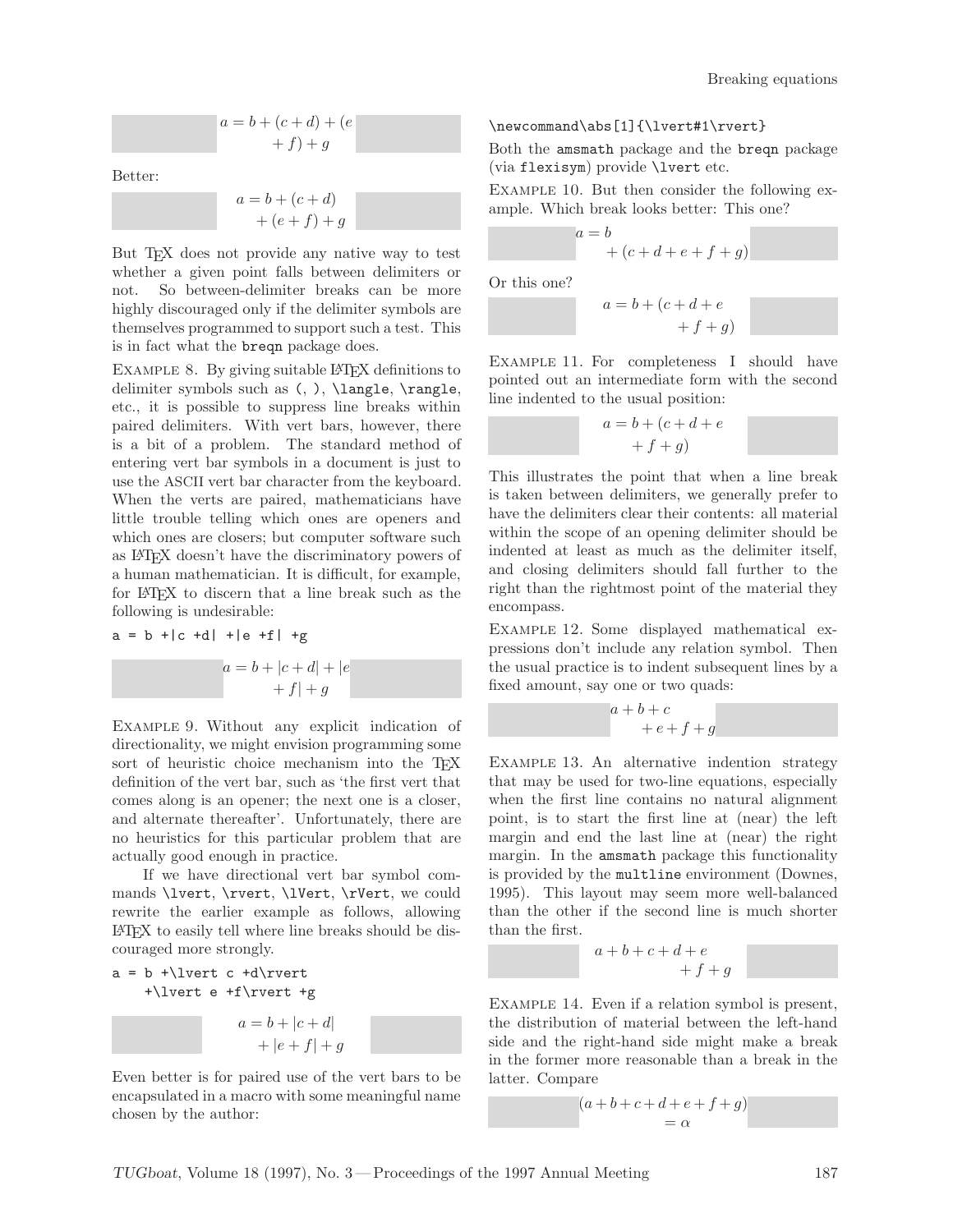$$\begin{aligned}a = b + (c + d) + (e\\ + f) + g\end{aligned}$$

Better:

$$\begin{aligned}a = b + (c + d)\\ + (e + f) + g\end{aligned}$$

But TeX does not provide any native way to test whether a given point falls between delimiters or not. So between-delimiter breaks can be more highly discouraged only if the delimiter symbols are themselves programmed to support such a test. This is in fact what the `breqn` package does.

Example 8. By giving suitable LaTeX definitions to delimiter symbols such as `(`, `)`, `\langle`, `\rangle`, etc., it is possible to suppress line breaks within paired delimiters. With vert bars, however, there is a bit of a problem. The standard method of entering vert bar symbols in a document is just to use the ASCII vert bar character from the keyboard. When the verts are paired, mathematicians have little trouble telling which ones are openers and which ones are closers; but computer software such as LaTeX doesn't have the discriminatory powers of a human mathematician. It is difficult, for example, for LaTeX to discern that a line break such as the following is undesirable:

```
a = b +|c +d| +|e +f| +g
```

$$\begin{aligned}a = b + |c + d| + |e\\ + f| + g\end{aligned}$$

Example 9. Without any explicit indication of directionality, we might envision programming some sort of heuristic choice mechanism into the TeX definition of the vert bar, such as 'the first vert that comes along is an opener; the next one is a closer, and alternate thereafter'. Unfortunately, there are no heuristics for this particular problem that are actually good enough in practice.

If we have directional vert bar symbol commands `\lvert`, `\rvert`, `\lVert`, `\rVert`, we could rewrite the earlier example as follows, allowing LaTeX to easily tell where line breaks should be discouraged more strongly.

```
a = b +\lvert c +d\rvert
    +\lvert e +f\rvert +g
```

$$\begin{aligned}a = b + |c + d|\\ + |e + f| + g\end{aligned}$$

Even better is for paired use of the vert bars to be encapsulated in a macro with some meaningful name chosen by the author:

```
\newcommand\abs[1]{\lvert#1\rvert}
```

Both the `amsmath` package and the `breqn` package (via `flexisym`) provide `\lvert` etc.

Example 10. But then consider the following example. Which break looks better: This one?

$$\begin{aligned}a = b\\ + (c + d + e + f + g)\end{aligned}$$

Or this one?

$$\begin{aligned}a = b + (c + d + e\\ + f + g)\end{aligned}$$

Example 11. For completeness I should have pointed out an intermediate form with the second line indented to the usual position:

$$\begin{aligned}a = b + (c + d + e\\ + f + g)\end{aligned}$$

This illustrates the point that when a line break is taken between delimiters, we generally prefer to have the delimiters clear their contents: all material within the scope of an opening delimiter should be indented at least as much as the delimiter itself, and closing delimiters should fall further to the right than the rightmost point of the material they encompass.

Example 12. Some displayed mathematical expressions don't include any relation symbol. Then the usual practice is to indent subsequent lines by a fixed amount, say one or two quads:

$$\begin{aligned}a + b + c\\ + e + f + g\end{aligned}$$

Example 13. An alternative indention strategy that may be used for two-line equations, especially when the first line contains no natural alignment point, is to start the first line at (near) the left margin and end the last line at (near) the right margin. In the `amsmath` package this functionality is provided by the `multline` environment (Downes, 1995). This layout may seem more well-balanced than the other if the second line is much shorter than the first.

$$\begin{aligned}a + b + c + d + e\\ + f + g\end{aligned}$$

Example 14. Even if a relation symbol is present, the distribution of material between the left-hand side and the right-hand side might make a break in the former more reasonable than a break in the latter. Compare

$$\begin{aligned}(a + b + c + d + e + f + g)\\ = \alpha\end{aligned}$$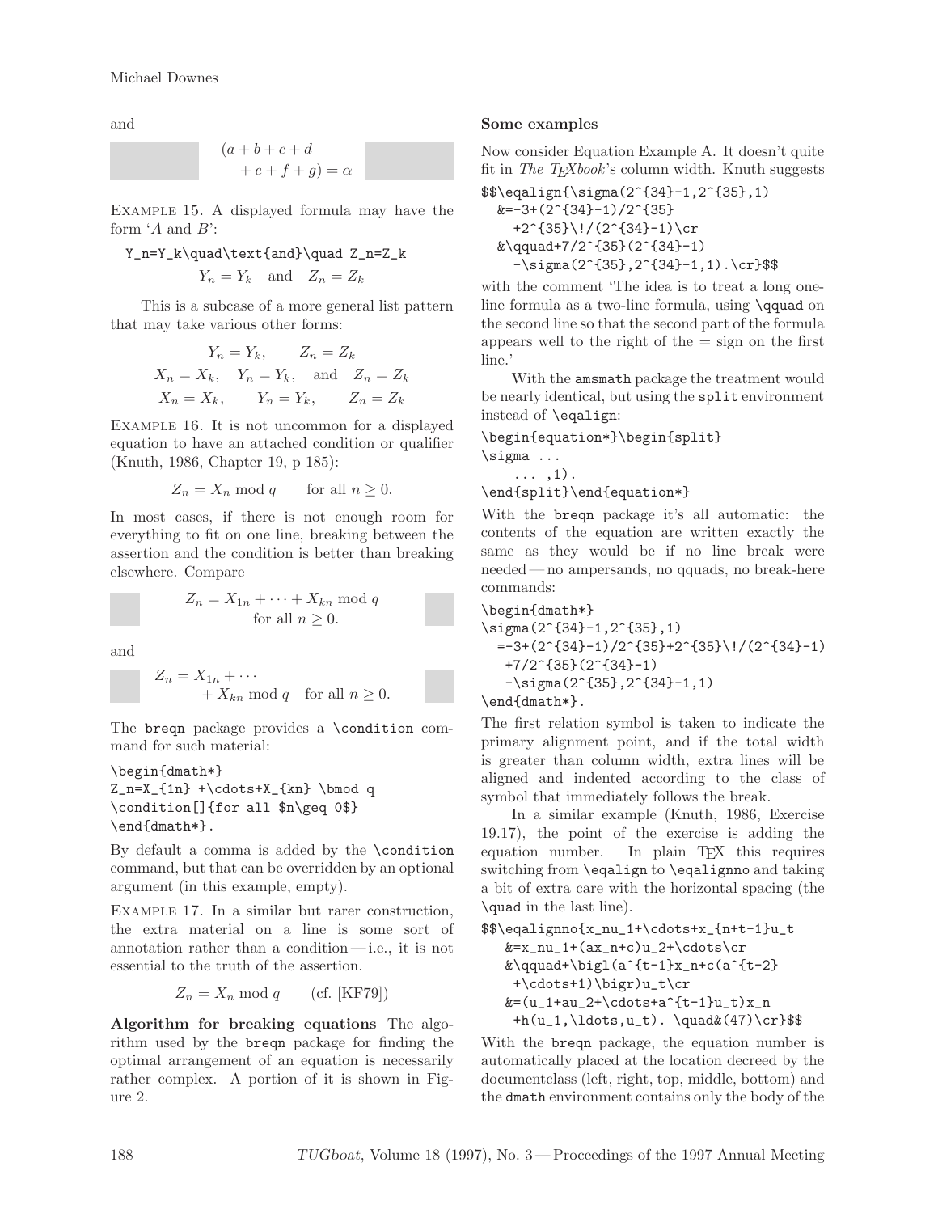and

$$
\begin{aligned}
(a+b+c+d&\\
+e+f+g) &= \alpha
\end{aligned}
$$

Example 15. A displayed formula may have the form '$A$ and $B$':

```
Y_n=Y_k\quad\text{and}\quad Z_n=Z_k
```

$$Y_n = Y_k \quad \text{and} \quad Z_n = Z_k$$

This is a subcase of a more general list pattern that may take various other forms:

$$Y_n = Y_k, \qquad Z_n = Z_k$$

$$X_n = X_k, \quad Y_n = Y_k, \quad \text{and} \quad Z_n = Z_k$$

$$X_n = X_k, \qquad Y_n = Y_k, \qquad Z_n = Z_k$$

Example 16. It is not uncommon for a displayed equation to have an attached condition or qualifier (Knuth, 1986, Chapter 19, p 185):

$$Z_n = X_n \bmod q \qquad \text{for all } n \geq 0.$$

In most cases, if there is not enough room for everything to fit on one line, breaking between the assertion and the condition is better than breaking elsewhere. Compare

$$
\begin{gathered}
Z_n = X_{1n} + \cdots + X_{kn} \bmod q\\
\text{for all } n \geq 0.
\end{gathered}
$$

and

$$
\begin{aligned}
Z_n = X_{1n} + \cdots&\\
+ X_{kn} \bmod q &\quad \text{for all } n \geq 0.
\end{aligned}
$$

The breqn package provides a \condition command for such material:

```
\begin{dmath*}
Z_n=X_{1n} +\cdots+X_{kn} \bmod q
\condition[]{for all $n\geq 0$}
\end{dmath*}.
```

By default a comma is added by the \condition command, but that can be overridden by an optional argument (in this example, empty).

Example 17. In a similar but rarer construction, the extra material on a line is some sort of annotation rather than a condition — i.e., it is not essential to the truth of the assertion.

$$Z_n = X_n \bmod q \qquad \text{(cf. [KF79])}$$

**Algorithm for breaking equations** The algorithm used by the breqn package for finding the optimal arrangement of an equation is necessarily rather complex. A portion of it is shown in Figure 2.

### Some examples

Now consider Equation Example A. It doesn't quite fit in *The TEXbook*'s column width. Knuth suggests

```
$$\eqalign{\sigma(2^{34}-1,2^{35},1)
  &=-3+(2^{34}-1)/2^{35}
    +2^{35}\!/(2^{34}-1)\cr
  &\qquad+7/2^{35}(2^{34}-1)
    -\sigma(2^{35},2^{34}-1,1).\cr}$$
```

with the comment 'The idea is to treat a long one-line formula as a two-line formula, using \qquad on the second line so that the second part of the formula appears well to the right of the = sign on the first line.'

With the amsmath package the treatment would be nearly identical, but using the split environment instead of \eqalign:

```
\begin{equation*}\begin{split}
\sigma ...
    ... ,1).
\end{split}\end{equation*}
```

With the breqn package it's all automatic: the contents of the equation are written exactly the same as they would be if no line break were needed — no ampersands, no qquads, no break-here commands:

```
\begin{dmath*}
\sigma(2^{34}-1,2^{35},1)
  =-3+(2^{34}-1)/2^{35}+2^{35}\!/(2^{34}-1)
   +7/2^{35}(2^{34}-1)
   -\sigma(2^{35},2^{34}-1,1)
\end{dmath*}.
```

The first relation symbol is taken to indicate the primary alignment point, and if the total width is greater than column width, extra lines will be aligned and indented according to the class of symbol that immediately follows the break.

In a similar example (Knuth, 1986, Exercise 19.17), the point of the exercise is adding the equation number. In plain TEX this requires switching from \eqalign to \eqalignno and taking a bit of extra care with the horizontal spacing (the \quad in the last line).

```
$$\eqalignno{x_nu_1+\cdots+x_{n+t-1}u_t
   &=x_nu_1+(ax_n+c)u_2+\cdots\cr
   &\qquad+\bigl(a^{t-1}x_n+c(a^{t-2}
    +\cdots+1)\bigr)u_t\cr
   &=(u_1+au_2+\cdots+a^{t-1}u_t)x_n
    +h(u_1,\ldots,u_t). \quad&(47)\cr}$$
```

With the breqn package, the equation number is automatically placed at the location decreed by the documentclass (left, right, top, middle, bottom) and the dmath environment contains only the body of the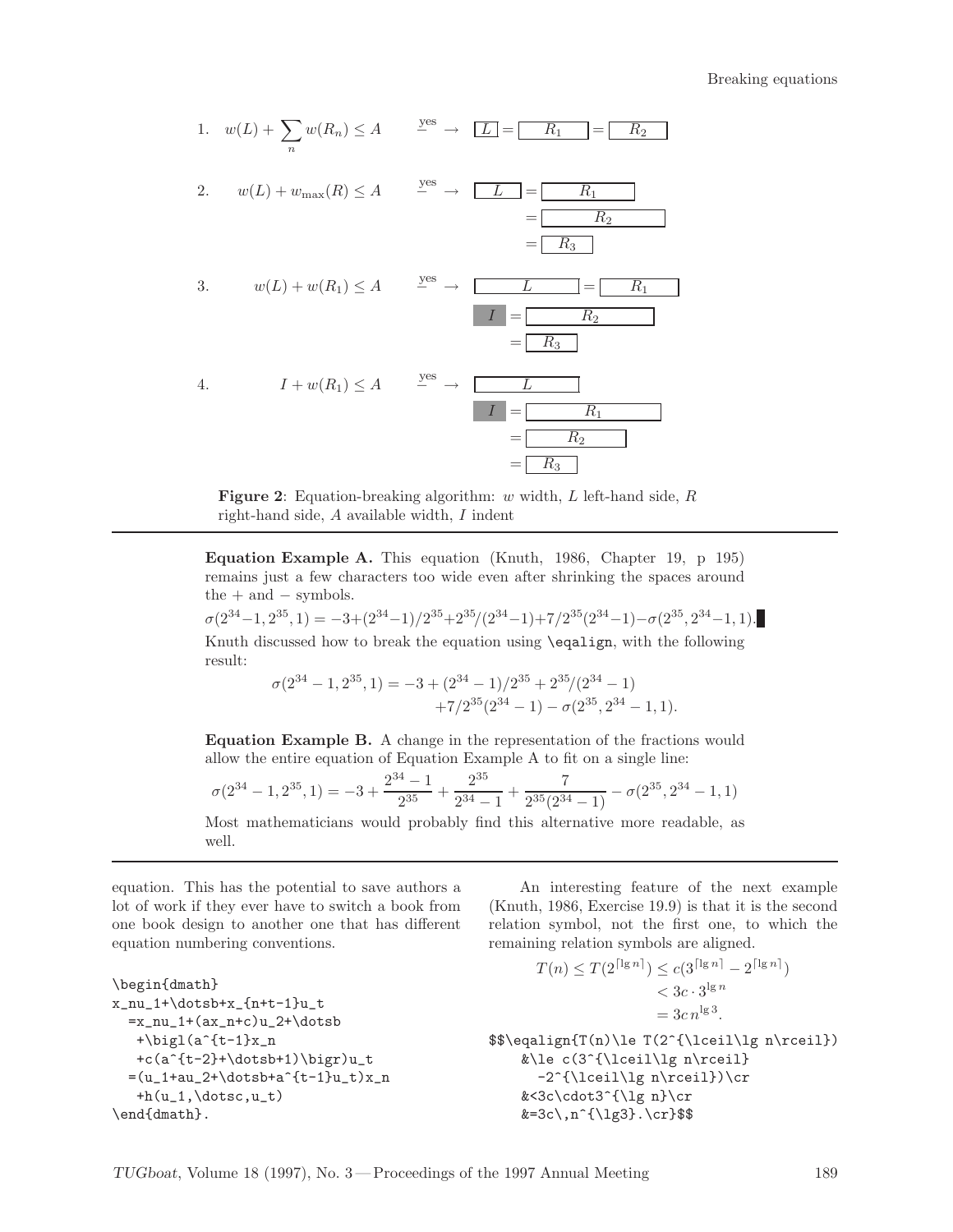1. $w(L) + \sum_n w(R_n) \le A$ $\xrightarrow{\text{yes}}$ $\boxed{L} = \boxed{R_1} = \boxed{R_2}$

2. $w(L) + w_{\max}(R) \le A$ $\xrightarrow{\text{yes}}$ $\boxed{L} = \boxed{R_1}$ $= \boxed{R_2}$ $= \boxed{R_3}$

3. $w(L) + w(R_1) \le A$ $\xrightarrow{\text{yes}}$ $\boxed{L} = \boxed{R_1}$ $I = \boxed{R_2}$ $= \boxed{R_3}$

4. $I + w(R_1) \le A$ $\xrightarrow{\text{yes}}$ $\boxed{L}$ $I = \boxed{R_1}$ $= \boxed{R_2}$ $= \boxed{R_3}$

**Figure 2**: Equation-breaking algorithm: $w$ width, $L$ left-hand side, $R$ right-hand side, $A$ available width, $I$ indent

---

**Equation Example A.** This equation (Knuth, 1986, Chapter 19, p 195) remains just a few characters too wide even after shrinking the spaces around the + and − symbols.

$\sigma(2^{34}-1,2^{35},1) = -3+(2^{34}-1)/2^{35}+2^{35}/(2^{34}-1)+7/2^{35}(2^{34}-1)-\sigma(2^{35},2^{34}-1,1).$

Knuth discussed how to break the equation using `\eqalign`, with the following result:

$$\begin{aligned}\sigma(2^{34}-1,2^{35},1) &= -3+(2^{34}-1)/2^{35}+2^{35}/(2^{34}-1)\\ &\quad +7/2^{35}(2^{34}-1)-\sigma(2^{35},2^{34}-1,1).\end{aligned}$$

**Equation Example B.** A change in the representation of the fractions would allow the entire equation of Equation Example A to fit on a single line:

$$\sigma(2^{34}-1,2^{35},1) = -3+\frac{2^{34}-1}{2^{35}}+\frac{2^{35}}{2^{34}-1}+\frac{7}{2^{35}(2^{34}-1)}-\sigma(2^{35},2^{34}-1,1)$$

Most mathematicians would probably find this alternative more readable, as well.

---

equation. This has the potential to save authors a lot of work if they ever have to switch a book from one book design to another one that has different equation numbering conventions.

```
\begin{dmath}
x_nu_1+\dotsb+x_{n+t-1}u_t
  =x_nu_1+(ax_n+c)u_2+\dotsb
   +\bigl(a^{t-1}x_n
   +c(a^{t-2}+\dotsb+1)\bigr)u_t
  =(u_1+au_2+\dotsb+a^{t-1}u_t)x_n
   +h(u_1,\dotsc,u_t)
\end{dmath}.
```

An interesting feature of the next example (Knuth, 1986, Exercise 19.9) is that it is the second relation symbol, not the first one, to which the remaining relation symbols are aligned.

$$\begin{aligned}T(n)\le T(2^{\lceil\lg n\rceil}) &\le c(3^{\lceil\lg n\rceil}-2^{\lceil\lg n\rceil})\\ &< 3c\cdot 3^{\lg n}\\ &= 3c\,n^{\lg 3}.\end{aligned}$$

```
$$\eqalign{T(n)\le T(2^{\lceil\lg n\rceil})
     &\le c(3^{\lceil\lg n\rceil}
       -2^{\lceil\lg n\rceil})\cr
     &<3c\cdot3^{\lg n}\cr
     &=3c\,n^{\lg3}.\cr}$$
```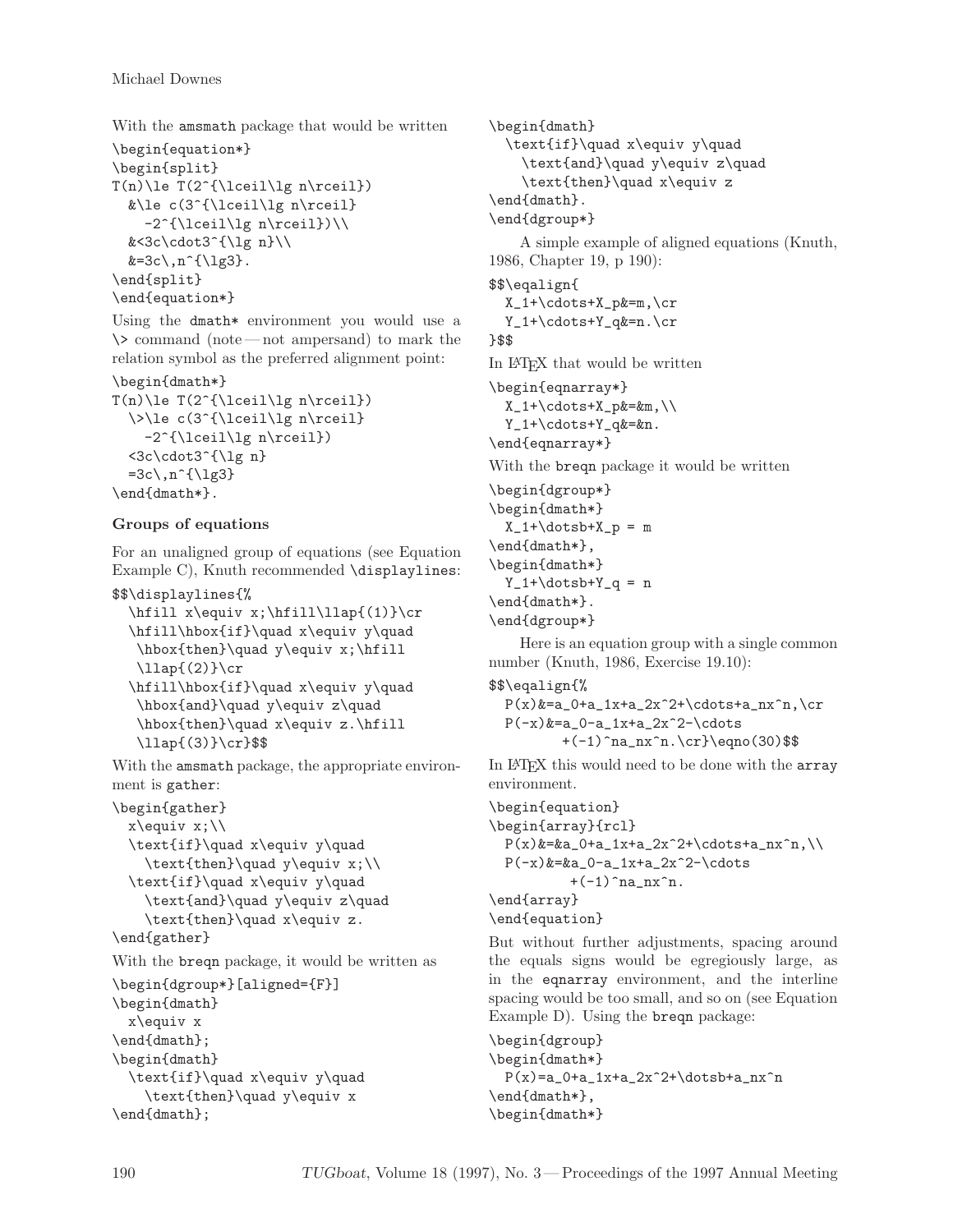With the amsmath package that would be written

```
\begin{equation*}
\begin{split}
T(n)\le T(2^{\lceil\lg n\rceil})
  &\le c(3^{\lceil\lg n\rceil}
    -2^{\lceil\lg n\rceil})\\
  &<3c\cdot3^{\lg n}\\
  &=3c\,n^{\lg3}.
\end{split}
\end{equation*}
```

Using the dmath* environment you would use a `\>` command (note — not ampersand) to mark the relation symbol as the preferred alignment point:

```
\begin{dmath*}
T(n)\le T(2^{\lceil\lg n\rceil})
  \>\le c(3^{\lceil\lg n\rceil}
    -2^{\lceil\lg n\rceil})
  <3c\cdot3^{\lg n}
  =3c\,n^{\lg3}
\end{dmath*}.
```

**Groups of equations**

For an unaligned group of equations (see Equation Example C), Knuth recommended `\displaylines`:

```
$$\displaylines{%
  \hfill x\equiv x;\hfill\llap{(1)}\cr
  \hfill\hbox{if}\quad x\equiv y\quad
   \hbox{then}\quad y\equiv x;\hfill
   \llap{(2)}\cr
  \hfill\hbox{if}\quad x\equiv y\quad
   \hbox{and}\quad y\equiv z\quad
   \hbox{then}\quad x\equiv z.\hfill
   \llap{(3)}\cr}$$
```

With the amsmath package, the appropriate environment is gather:

```
\begin{gather}
  x\equiv x;\\
  \text{if}\quad x\equiv y\quad
    \text{then}\quad y\equiv x;\\
  \text{if}\quad x\equiv y\quad
    \text{and}\quad y\equiv z\quad
    \text{then}\quad x\equiv z.
\end{gather}
```

With the breqn package, it would be written as

```
\begin{dgroup*}[aligned={F}]
\begin{dmath}
  x\equiv x
\end{dmath};
\begin{dmath}
  \text{if}\quad x\equiv y\quad
    \text{then}\quad y\equiv x
\end{dmath};
\begin{dmath}
  \text{if}\quad x\equiv y\quad
    \text{and}\quad y\equiv z\quad
    \text{then}\quad x\equiv z
\end{dmath}.
\end{dgroup*}
```

A simple example of aligned equations (Knuth, 1986, Chapter 19, p 190):

```
$$\eqalign{
  X_1+\cdots+X_p&=m,\cr
  Y_1+\cdots+Y_q&=n.\cr
}$$
```

In LaTeX that would be written

```
\begin{eqnarray*}
  X_1+\cdots+X_p&=&m,\\
  Y_1+\cdots+Y_q&=&n.
\end{eqnarray*}
```

With the breqn package it would be written

```
\begin{dgroup*}
\begin{dmath*}
  X_1+\dotsb+X_p = m
\end{dmath*},
\begin{dmath*}
  Y_1+\dotsb+Y_q = n
\end{dmath*}.
\end{dgroup*}
```

Here is an equation group with a single common number (Knuth, 1986, Exercise 19.10):

```
$$\eqalign{%
  P(x)&=a_0+a_1x+a_2x^2+\cdots+a_nx^n,\cr
  P(-x)&=a_0-a_1x+a_2x^2-\cdots
        +(-1)^na_nx^n.\cr}\eqno(30)$$
```

In LaTeX this would need to be done with the array environment.

```
\begin{equation}
\begin{array}{rcl}
  P(x)&=&a_0+a_1x+a_2x^2+\cdots+a_nx^n,\\
  P(-x)&=&a_0-a_1x+a_2x^2-\cdots
         +(-1)^na_nx^n.
\end{array}
\end{equation}
```

But without further adjustments, spacing around the equals signs would be egregiously large, as in the eqnarray environment, and the interline spacing would be too small, and so on (see Equation Example D). Using the breqn package:

```
\begin{dgroup}
\begin{dmath*}
  P(x)=a_0+a_1x+a_2x^2+\dotsb+a_nx^n
\end{dmath*},
\begin{dmath*}
```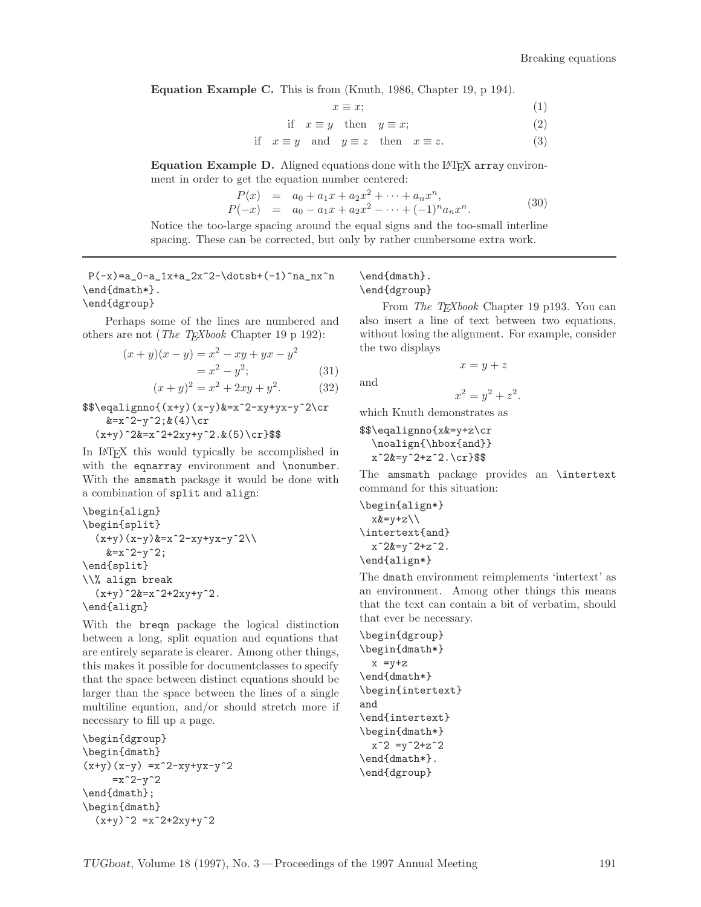**Equation Example C.** This is from (Knuth, 1986, Chapter 19, p 194).

$$x \equiv x; \tag{1}$$

$$\text{if} \quad x \equiv y \quad \text{then} \quad y \equiv x; \tag{2}$$

$$\text{if} \quad x \equiv y \quad \text{and} \quad y \equiv z \quad \text{then} \quad x \equiv z. \tag{3}$$

**Equation Example D.** Aligned equations done with the LaTeX `array` environment in order to get the equation number centered:

$$\begin{array}{rcl} P(x) & = & a_0 + a_1 x + a_2 x^2 + \cdots + a_n x^n, \\ P(-x) & = & a_0 - a_1 x + a_2 x^2 - \cdots + (-1)^n a_n x^n. \end{array} \tag{30}$$

Notice the too-large spacing around the equal signs and the too-small interline spacing. These can be corrected, but only by rather cumbersome extra work.

---

```
 P(-x)=a_0-a_1x+a_2x^2-\dotsb+(-1)^na_nx^n
\end{dmath*}.
\end{dgroup}
```

Perhaps some of the lines are numbered and others are not (*The TEXbook* Chapter 19 p 192):

$$\begin{aligned} (x+y)(x-y) &= x^2 - xy + yx - y^2 \\ &= x^2 - y^2; \qquad (31) \\ (x+y)^2 &= x^2 + 2xy + y^2. \qquad (32) \end{aligned}$$

```
$$\eqalignno{(x+y)(x-y)&=x^2-xy+yx-y^2\cr
    &=x^2-y^2;&(4)\cr
  (x+y)^2&=x^2+2xy+y^2.&(5)\cr}$$
```

In LaTeX this would typically be accomplished in with the `eqnarray` environment and `\nonumber`. With the `amsmath` package it would be done with a combination of `split` and `align`:

```
\begin{align}
\begin{split}
  (x+y)(x-y)&=x^2-xy+yx-y^2\\
    &=x^2-y^2;
\end{split}
\\% align break
  (x+y)^2&=x^2+2xy+y^2.
\end{align}
```

With the `breqn` package the logical distinction between a long, split equation and equations that are entirely separate is clearer. Among other things, this makes it possible for documentclasses to specify that the space between distinct equations should be larger than the space between the lines of a single multiline equation, and/or should stretch more if necessary to fill up a page.

```
\begin{dgroup}
\begin{dmath}
(x+y)(x-y) =x^2-xy+yx-y^2
     =x^2-y^2
\end{dmath};
\begin{dmath}
  (x+y)^2 =x^2+2xy+y^2
\end{dmath}.
\end{dgroup}
```

From *The TEXbook* Chapter 19 p193. You can also insert a line of text between two equations, without losing the alignment. For example, consider the two displays

$$x = y + z$$

and

$$x^2 = y^2 + z^2.$$

which Knuth demonstrates as

```
$$\eqalignno{x&=y+z\cr
  \noalign{\hbox{and}}
  x^2&=y^2+z^2.\cr}$$
```

The `amsmath` package provides an `\intertext` command for this situation:

```
\begin{align*}
  x&=y+z\\
\intertext{and}
  x^2&=y^2+z^2.
\end{align*}
```

The `dmath` environment reimplements 'intertext' as an environment. Among other things this means that the text can contain a bit of verbatim, should that ever be necessary.

```
\begin{dgroup}
\begin{dmath*}
  x =y+z
\end{dmath*}
\begin{intertext}
and
\end{intertext}
\begin{dmath*}
  x^2 =y^2+z^2
\end{dmath*}.
\end{dgroup}
```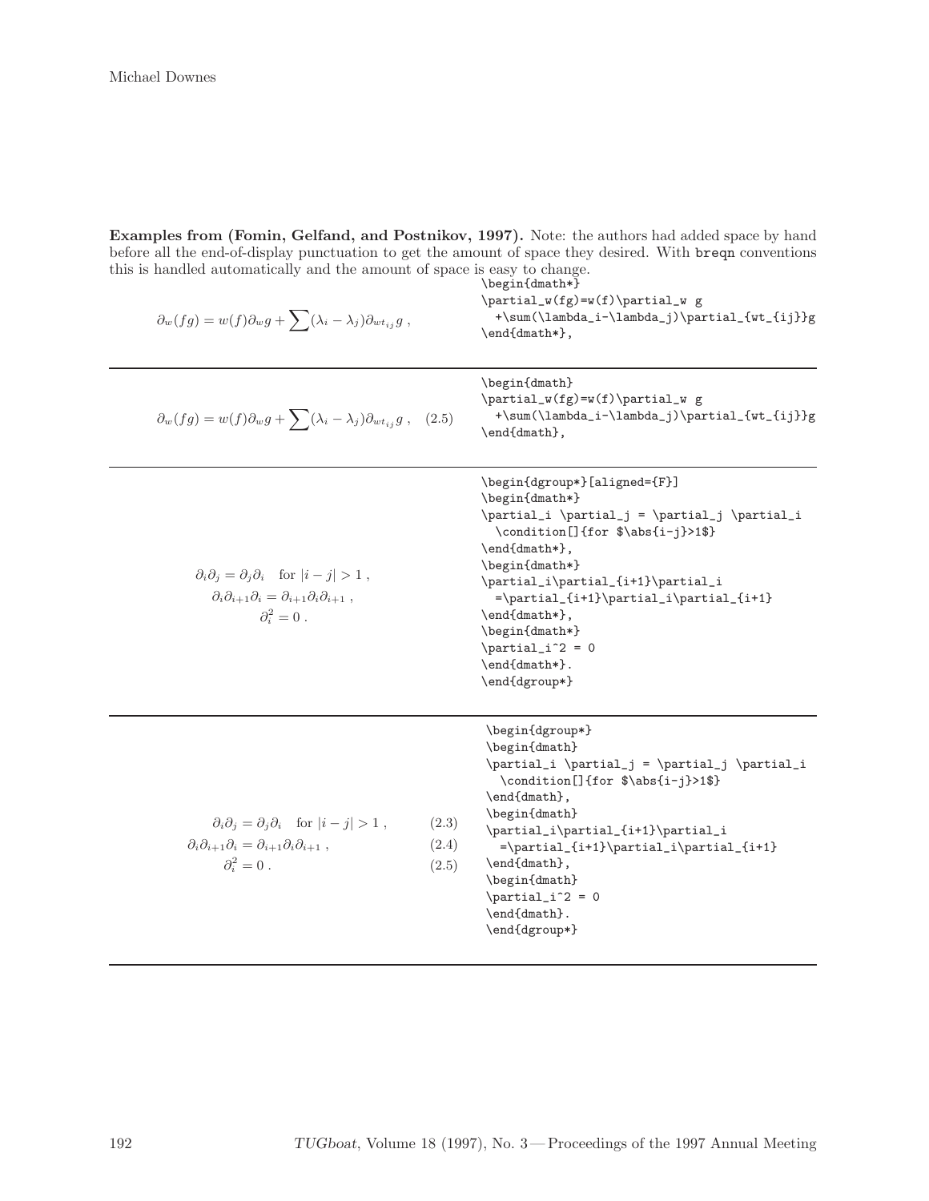**Examples from (Fomin, Gelfand, and Postnikov, 1997).** Note: the authors had added space by hand before all the end-of-display punctuation to get the amount of space they desired. With breqn conventions this is handled automatically and the amount of space is easy to change.

$$\partial_w(fg) = w(f)\partial_w g + \sum(\lambda_i - \lambda_j)\partial_{wt_{ij}} g \ ,$$

```
\begin{dmath*}
\partial_w(fg)=w(f)\partial_w g
  +\sum(\lambda_i-\lambda_j)\partial_{wt_{ij}}g
\end{dmath*},
```

---

$$\partial_w(fg) = w(f)\partial_w g + \sum(\lambda_i - \lambda_j)\partial_{wt_{ij}} g \ , \quad (2.5)$$

```
\begin{dmath}
\partial_w(fg)=w(f)\partial_w g
  +\sum(\lambda_i-\lambda_j)\partial_{wt_{ij}}g
\end{dmath},
```

---

$$\partial_i\partial_j = \partial_j\partial_i \quad \text{for } |i-j| > 1 \ ,$$
$$\partial_i\partial_{i+1}\partial_i = \partial_{i+1}\partial_i\partial_{i+1} \ ,$$
$$\partial_i^2 = 0 \ .$$

```
\begin{dgroup*}[aligned={F}]
\begin{dmath*}
\partial_i \partial_j = \partial_j \partial_i
  \condition[]{for $\abs{i-j}>1$}
\end{dmath*},
\begin{dmath*}
\partial_i\partial_{i+1}\partial_i
  =\partial_{i+1}\partial_i\partial_{i+1}
\end{dmath*},
\begin{dmath*}
\partial_i^2 = 0
\end{dmath*}.
\end{dgroup*}
```

---

$$\partial_i\partial_j = \partial_j\partial_i \quad \text{for } |i-j| > 1 \ , \quad (2.3)$$
$$\partial_i\partial_{i+1}\partial_i = \partial_{i+1}\partial_i\partial_{i+1} \ , \quad (2.4)$$
$$\partial_i^2 = 0 \ . \quad (2.5)$$

```
\begin{dgroup*}
\begin{dmath}
\partial_i \partial_j = \partial_j \partial_i
  \condition[]{for $\abs{i-j}>1$}
\end{dmath},
\begin{dmath}
\partial_i\partial_{i+1}\partial_i
  =\partial_{i+1}\partial_i\partial_{i+1}
\end{dmath},
\begin{dmath}
\partial_i^2 = 0
\end{dmath}.
\end{dgroup*}
```

---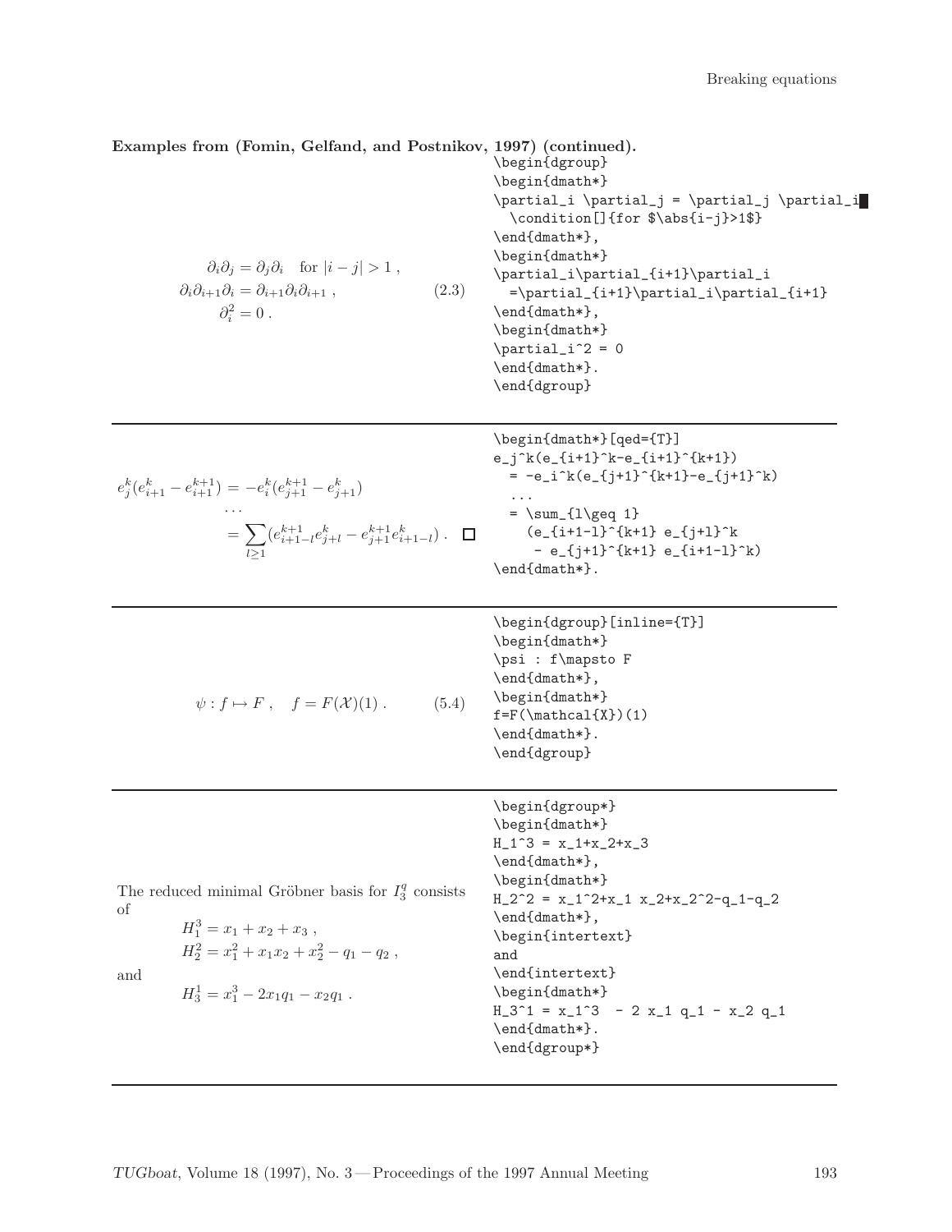**Examples from (Fomin, Gelfand, and Postnikov, 1997) (continued).**

$$\partial_i\partial_j = \partial_j\partial_i \quad \text{for } |i-j|>1\ ,$$
$$\partial_i\partial_{i+1}\partial_i = \partial_{i+1}\partial_i\partial_{i+1}\ , \qquad (2.3)$$
$$\partial_i^2 = 0\ .$$

```
\begin{dgroup}
\begin{dmath*}
\partial_i \partial_j = \partial_j \partial_i
  \condition[]{for $\abs{i-j}>1$}
\end{dmath*},
\begin{dmath*}
\partial_i\partial_{i+1}\partial_i
  =\partial_{i+1}\partial_i\partial_{i+1}
\end{dmath*},
\begin{dmath*}
\partial_i^2 = 0
\end{dmath*}.
\end{dgroup}
```

---

$$e_j^k(e_{i+1}^k - e_{i+1}^{k+1}) = -e_i^k(e_{j+1}^{k+1} - e_{j+1}^k)$$
$$\cdots$$
$$= \sum_{l\geq 1}(e_{i+1-l}^{k+1}e_{j+l}^k - e_{j+1}^{k+1}e_{i+1-l}^k)\ . \quad \square$$

```
\begin{dmath*}[qed={T}]
e_j^k(e_{i+1}^k-e_{i+1}^{k+1})
  = -e_i^k(e_{j+1}^{k+1}-e_{j+1}^k)
  ...
  = \sum_{l\geq 1}
    (e_{i+1-l}^{k+1} e_{j+l}^k
     - e_{j+1}^{k+1} e_{i+1-l}^k)
\end{dmath*}.
```

---

$$\psi : f \mapsto F\ , \quad f = F(\mathcal{X})(1)\ . \qquad (5.4)$$

```
\begin{dgroup}[inline={T}]
\begin{dmath*}
\psi : f\mapsto F
\end{dmath*},
\begin{dmath*}
f=F(\mathcal{X})(1)
\end{dmath*}.
\end{dgroup}
```

---

The reduced minimal Gröbner basis for $I_3^q$ consists of

$$H_1^3 = x_1 + x_2 + x_3\ ,$$
$$H_2^2 = x_1^2 + x_1x_2 + x_2^2 - q_1 - q_2\ ,$$

and

$$H_3^1 = x_1^3 - 2x_1q_1 - x_2q_1\ .$$

```
\begin{dgroup*}
\begin{dmath*}
H_1^3 = x_1+x_2+x_3
\end{dmath*},
\begin{dmath*}
H_2^2 = x_1^2+x_1 x_2+x_2^2-q_1-q_2
\end{dmath*},
\begin{intertext}
and
\end{intertext}
\begin{dmath*}
H_3^1 = x_1^3  - 2 x_1 q_1 - x_2 q_1
\end{dmath*}.
\end{dgroup*}
```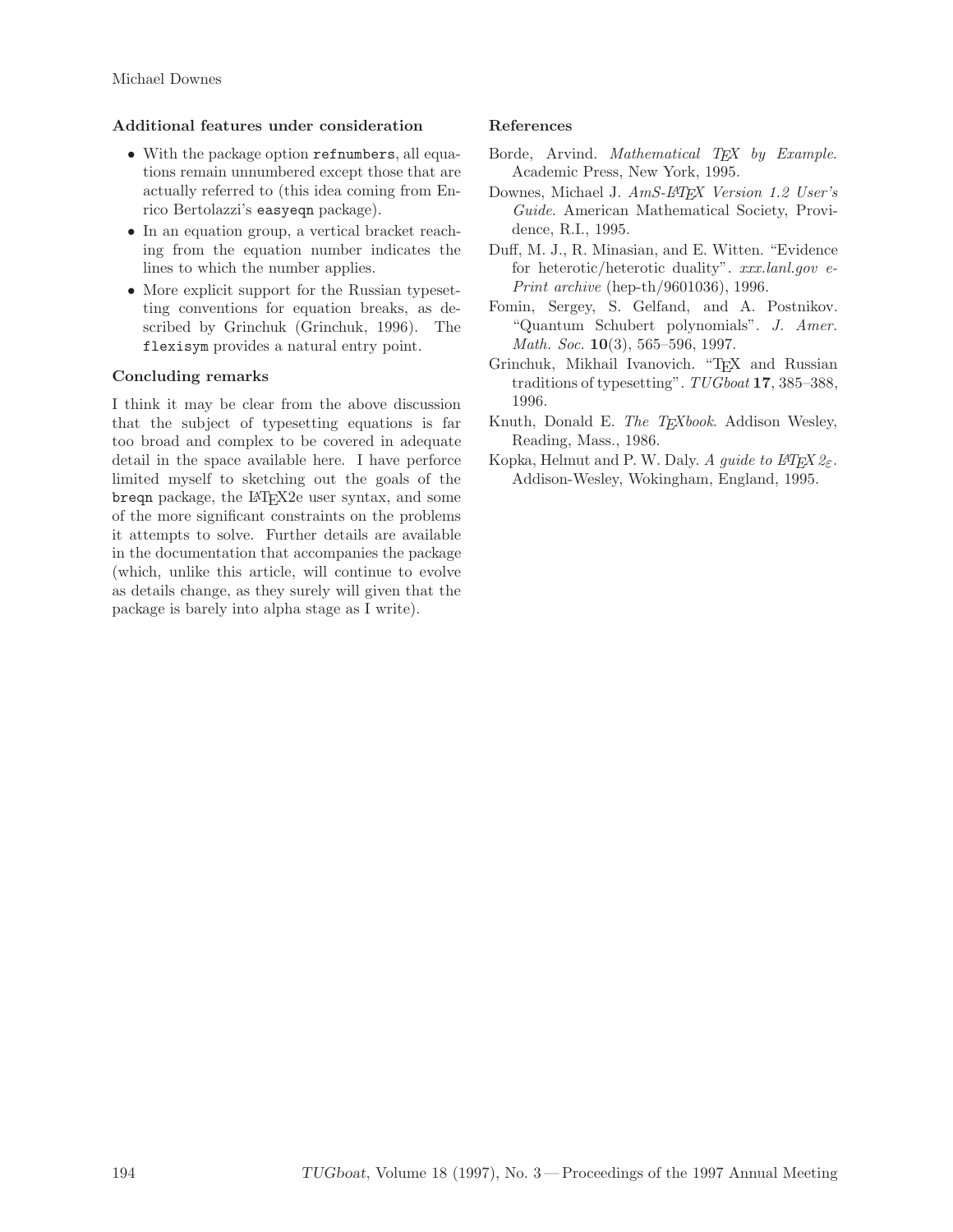### Additional features under consideration

- With the package option `refnumbers`, all equations remain unnumbered except those that are actually referred to (this idea coming from Enrico Bertolazzi's `easyeqn` package).
- In an equation group, a vertical bracket reaching from the equation number indicates the lines to which the number applies.
- More explicit support for the Russian typesetting conventions for equation breaks, as described by Grinchuk (Grinchuk, 1996). The `flexisym` provides a natural entry point.

### Concluding remarks

I think it may be clear from the above discussion that the subject of typesetting equations is far too broad and complex to be covered in adequate detail in the space available here. I have perforce limited myself to sketching out the goals of the `breqn` package, the LaTeX2e user syntax, and some of the more significant constraints on the problems it attempts to solve. Further details are available in the documentation that accompanies the package (which, unlike this article, will continue to evolve as details change, as they surely will given that the package is barely into alpha stage as I write).

### References

Borde, Arvind. *Mathematical TeX by Example*. Academic Press, New York, 1995.

Downes, Michael J. *AmS-LaTeX Version 1.2 User's Guide*. American Mathematical Society, Providence, R.I., 1995.

Duff, M. J., R. Minasian, and E. Witten. "Evidence for heterotic/heterotic duality". *xxx.lanl.gov e-Print archive* (hep-th/9601036), 1996.

Fomin, Sergey, S. Gelfand, and A. Postnikov. "Quantum Schubert polynomials". *J. Amer. Math. Soc.* **10**(3), 565–596, 1997.

Grinchuk, Mikhail Ivanovich. "TeX and Russian traditions of typesetting". *TUGboat* **17**, 385–388, 1996.

Knuth, Donald E. *The TeXbook*. Addison Wesley, Reading, Mass., 1986.

Kopka, Helmut and P. W. Daly. *A guide to LaTeX 2ε*. Addison-Wesley, Wokingham, England, 1995.